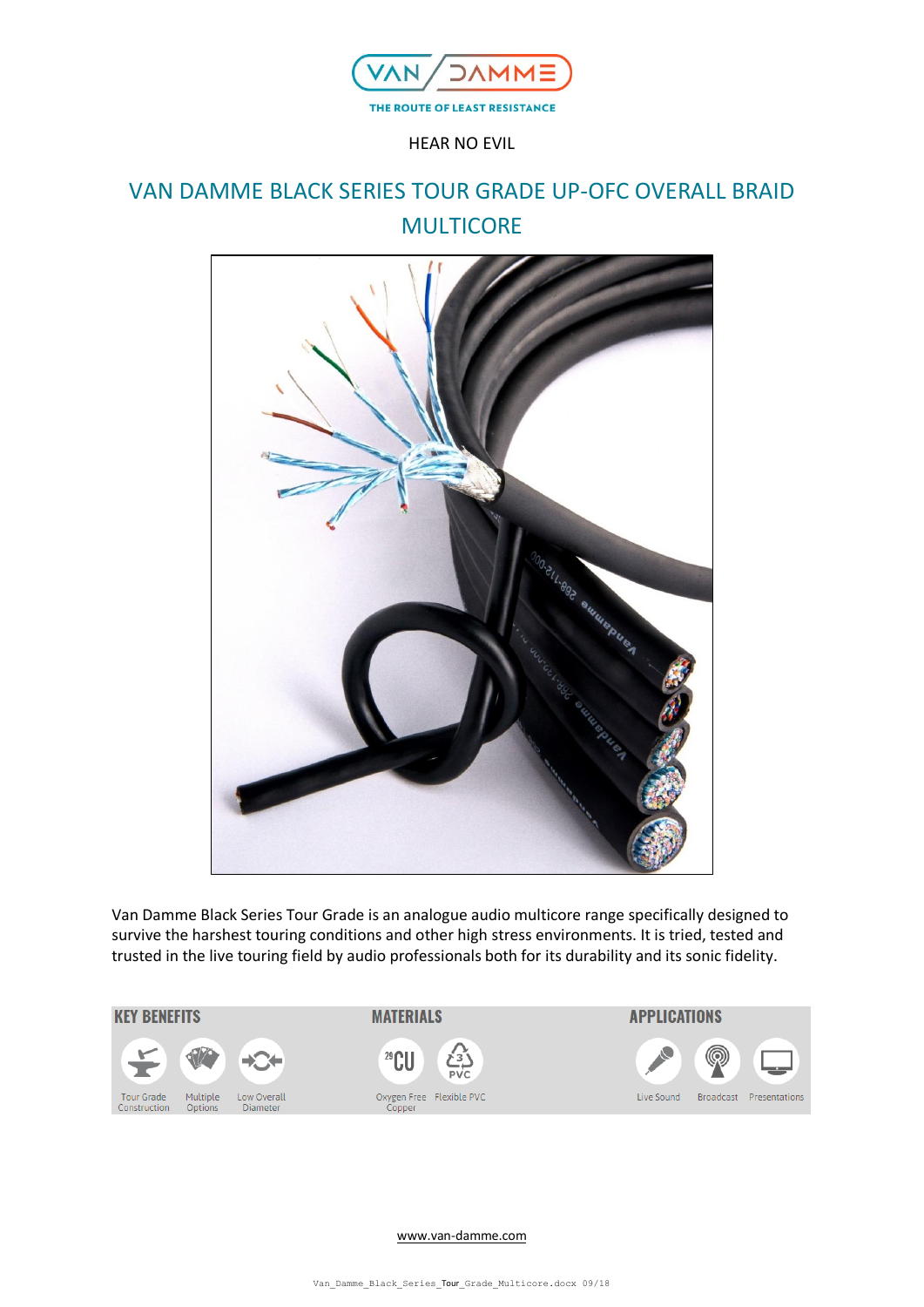VAN DAMME

THE ROUTE OF LEAST RESISTANCE

HEAR NO EVIL

# VAN DAMME BLACK SERIES TOUR GRADE UP-OFC OVERALL BRAID MULTICORE

Van Damme Black Series Tour Grade is an analogue audio multicore range specifically designed to survive the harshest touring conditions and other high stress environments. It is tried, tested and trusted in the live touring field by audio professionals both for its durability and its sonic fidelity.

| KEY BENEFITS | MATERIALS | APPLICATIONS |
| --- | --- | --- |
| Tour Grade Construction | Oxygen Free Copper | Live Sound |
| Multiple Options | Flexible PVC | Broadcast |
| Low Overall Diameter | | Presentations |

www.van-damme.com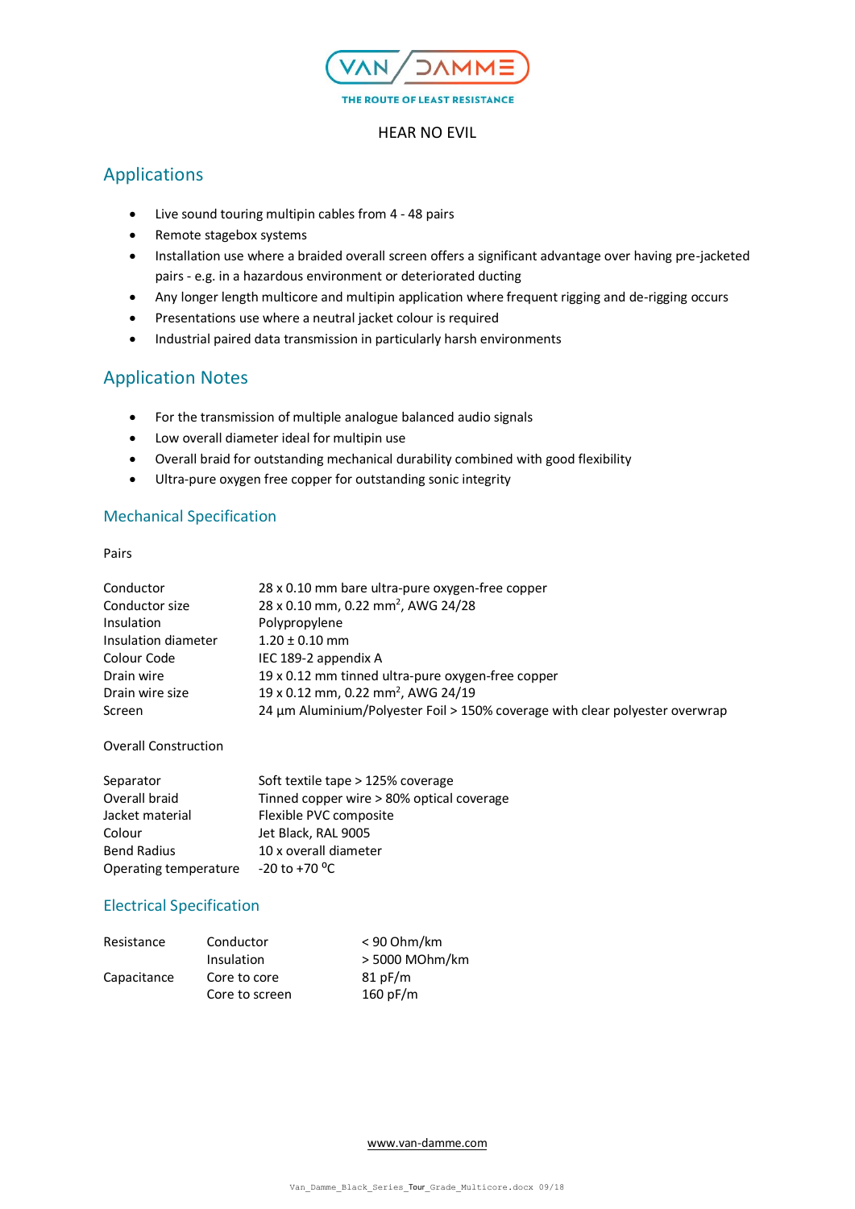HEAR NO EVIL

## Applications

- Live sound touring multipin cables from 4 - 48 pairs
- Remote stagebox systems
- Installation use where a braided overall screen offers a significant advantage over having pre-jacketed pairs - e.g. in a hazardous environment or deteriorated ducting
- Any longer length multicore and multipin application where frequent rigging and de-rigging occurs
- Presentations use where a neutral jacket colour is required
- Industrial paired data transmission in particularly harsh environments

## Application Notes

- For the transmission of multiple analogue balanced audio signals
- Low overall diameter ideal for multipin use
- Overall braid for outstanding mechanical durability combined with good flexibility
- Ultra-pure oxygen free copper for outstanding sonic integrity

### Mechanical Specification

Pairs

| | |
|---|---|
| Conductor | 28 x 0.10 mm bare ultra-pure oxygen-free copper |
| Conductor size | 28 x 0.10 mm, 0.22 mm$^2$, AWG 24/28 |
| Insulation | Polypropylene |
| Insulation diameter | 1.20 ± 0.10 mm |
| Colour Code | IEC 189-2 appendix A |
| Drain wire | 19 x 0.12 mm tinned ultra-pure oxygen-free copper |
| Drain wire size | 19 x 0.12 mm, 0.22 mm$^2$, AWG 24/19 |
| Screen | 24 µm Aluminium/Polyester Foil > 150% coverage with clear polyester overwrap |

Overall Construction

| | |
|---|---|
| Separator | Soft textile tape > 125% coverage |
| Overall braid | Tinned copper wire > 80% optical coverage |
| Jacket material | Flexible PVC composite |
| Colour | Jet Black, RAL 9005 |
| Bend Radius | 10 x overall diameter |
| Operating temperature | -20 to +70 $^oC$ |

### Electrical Specification

| | | |
|---|---|---|
| Resistance | Conductor | < 90 Ohm/km |
| | Insulation | > 5000 MOhm/km |
| Capacitance | Core to core | 81 pF/m |
| | Core to screen | 160 pF/m |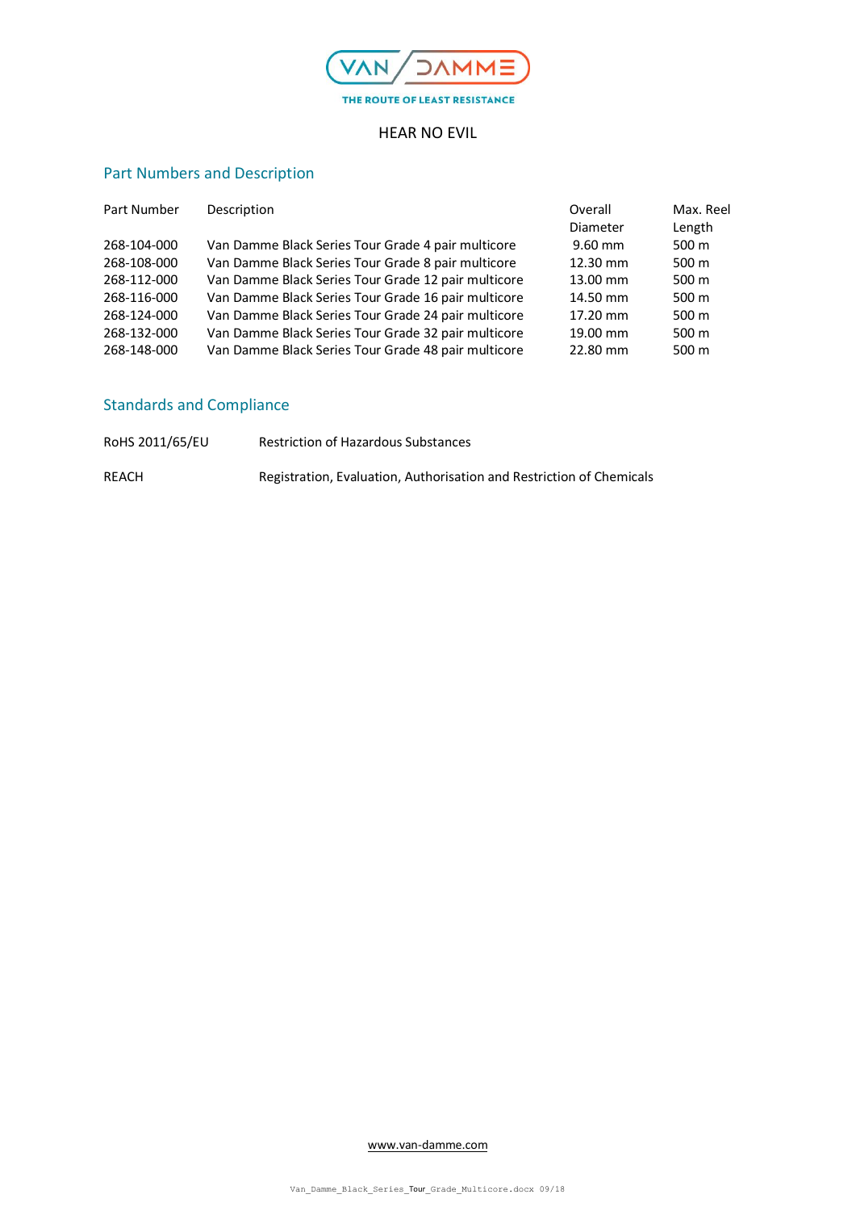HEAR NO EVIL

## Part Numbers and Description

| Part Number | Description | Overall Diameter | Max. Reel Length |
|---|---|---|---|
| 268-104-000 | Van Damme Black Series Tour Grade 4 pair multicore | 9.60 mm | 500 m |
| 268-108-000 | Van Damme Black Series Tour Grade 8 pair multicore | 12.30 mm | 500 m |
| 268-112-000 | Van Damme Black Series Tour Grade 12 pair multicore | 13.00 mm | 500 m |
| 268-116-000 | Van Damme Black Series Tour Grade 16 pair multicore | 14.50 mm | 500 m |
| 268-124-000 | Van Damme Black Series Tour Grade 24 pair multicore | 17.20 mm | 500 m |
| 268-132-000 | Van Damme Black Series Tour Grade 32 pair multicore | 19.00 mm | 500 m |
| 268-148-000 | Van Damme Black Series Tour Grade 48 pair multicore | 22.80 mm | 500 m |

## Standards and Compliance

| | |
|---|---|
| RoHS 2011/65/EU | Restriction of Hazardous Substances |
| REACH | Registration, Evaluation, Authorisation and Restriction of Chemicals |

www.van-damme.com